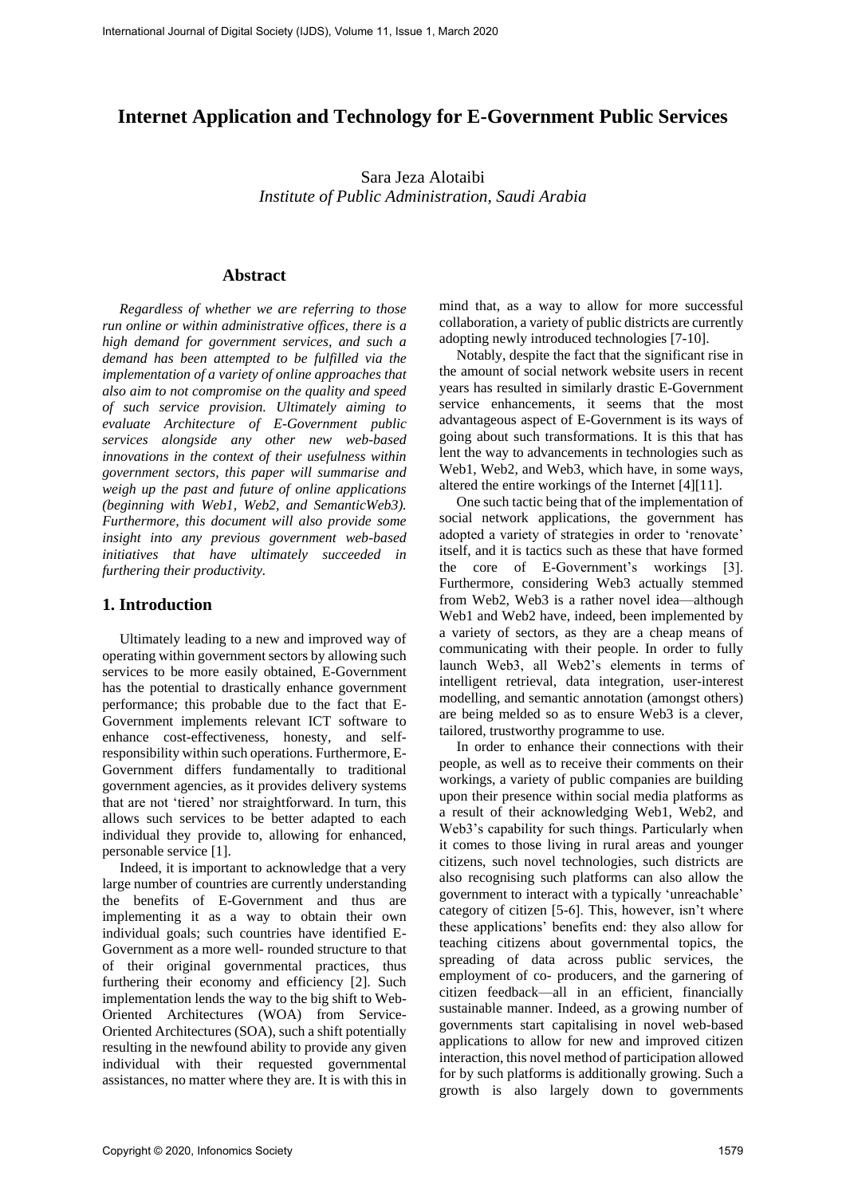# Internet Application and Technology for E-Government Public Services

Sara Jeza Alotaibi
*Institute of Public Administration, Saudi Arabia*

## Abstract

*Regardless of whether we are referring to those run online or within administrative offices, there is a high demand for government services, and such a demand has been attempted to be fulfilled via the implementation of a variety of online approaches that also aim to not compromise on the quality and speed of such service provision. Ultimately aiming to evaluate Architecture of E-Government public services alongside any other new web-based innovations in the context of their usefulness within government sectors, this paper will summarise and weigh up the past and future of online applications (beginning with Web1, Web2, and SemanticWeb3). Furthermore, this document will also provide some insight into any previous government web-based initiatives that have ultimately succeeded in furthering their productivity.*

## 1. Introduction

Ultimately leading to a new and improved way of operating within government sectors by allowing such services to be more easily obtained, E-Government has the potential to drastically enhance government performance; this probable due to the fact that E-Government implements relevant ICT software to enhance cost-effectiveness, honesty, and self-responsibility within such operations. Furthermore, E-Government differs fundamentally to traditional government agencies, as it provides delivery systems that are not 'tiered' nor straightforward. In turn, this allows such services to be better adapted to each individual they provide to, allowing for enhanced, personable service [1].

Indeed, it is important to acknowledge that a very large number of countries are currently understanding the benefits of E-Government and thus are implementing it as a way to obtain their own individual goals; such countries have identified E-Government as a more well- rounded structure to that of their original governmental practices, thus furthering their economy and efficiency [2]. Such implementation lends the way to the big shift to Web-Oriented Architectures (WOA) from Service-Oriented Architectures (SOA), such a shift potentially resulting in the newfound ability to provide any given individual with their requested governmental assistances, no matter where they are. It is with this in mind that, as a way to allow for more successful collaboration, a variety of public districts are currently adopting newly introduced technologies [7-10].

Notably, despite the fact that the significant rise in the amount of social network website users in recent years has resulted in similarly drastic E-Government service enhancements, it seems that the most advantageous aspect of E-Government is its ways of going about such transformations. It is this that has lent the way to advancements in technologies such as Web1, Web2, and Web3, which have, in some ways, altered the entire workings of the Internet [4][11].

One such tactic being that of the implementation of social network applications, the government has adopted a variety of strategies in order to 'renovate' itself, and it is tactics such as these that have formed the core of E-Government's workings [3]. Furthermore, considering Web3 actually stemmed from Web2, Web3 is a rather novel idea—although Web1 and Web2 have, indeed, been implemented by a variety of sectors, as they are a cheap means of communicating with their people. In order to fully launch Web3, all Web2's elements in terms of intelligent retrieval, data integration, user-interest modelling, and semantic annotation (amongst others) are being melded so as to ensure Web3 is a clever, tailored, trustworthy programme to use.

In order to enhance their connections with their people, as well as to receive their comments on their workings, a variety of public companies are building upon their presence within social media platforms as a result of their acknowledging Web1, Web2, and Web3's capability for such things. Particularly when it comes to those living in rural areas and younger citizens, such novel technologies, such districts are also recognising such platforms can also allow the government to interact with a typically 'unreachable' category of citizen [5-6]. This, however, isn't where these applications' benefits end: they also allow for teaching citizens about governmental topics, the spreading of data across public services, the employment of co- producers, and the garnering of citizen feedback—all in an efficient, financially sustainable manner. Indeed, as a growing number of governments start capitalising in novel web-based applications to allow for new and improved citizen interaction, this novel method of participation allowed for by such platforms is additionally growing. Such a growth is also largely down to governments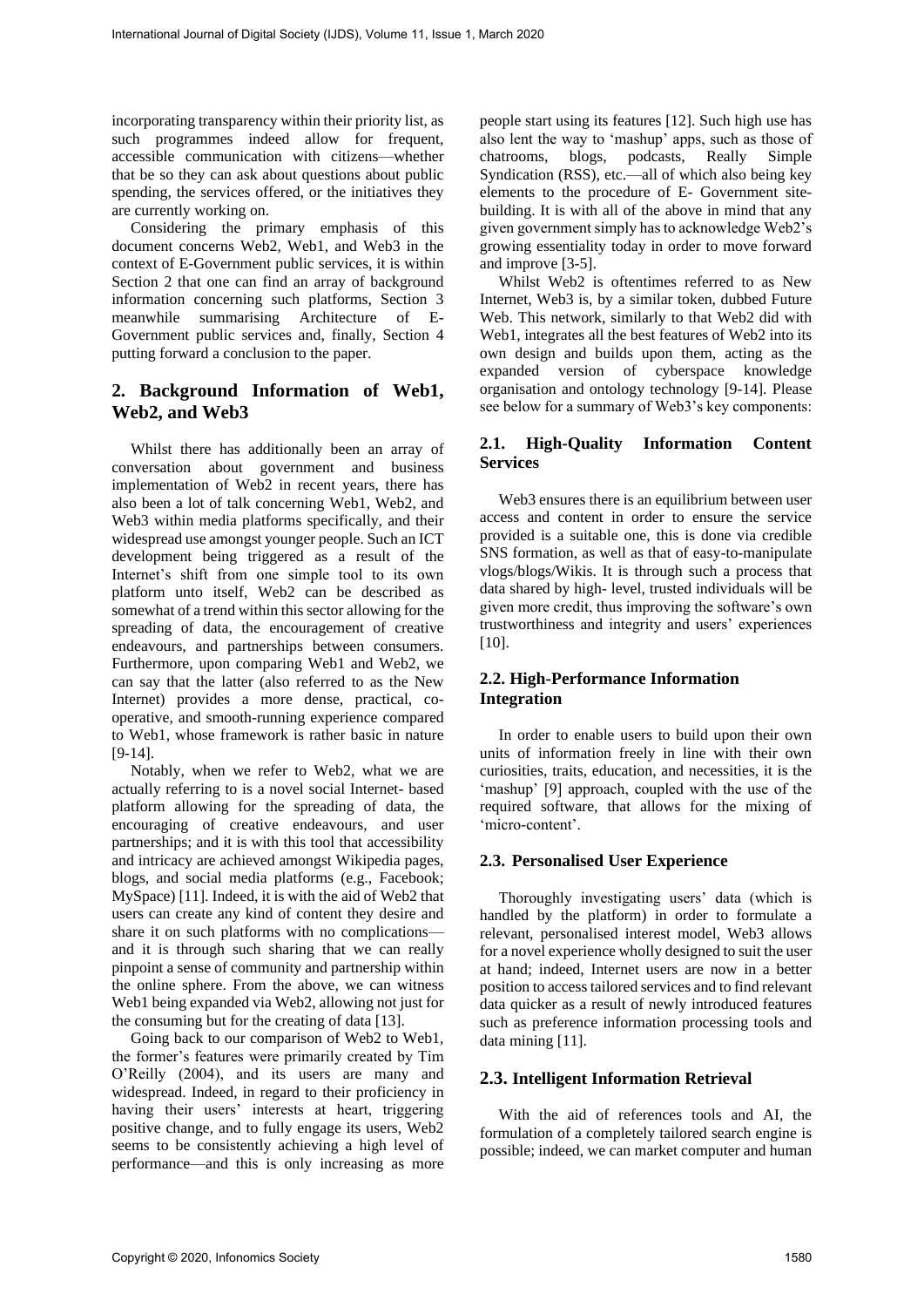incorporating transparency within their priority list, as such programmes indeed allow for frequent, accessible communication with citizens—whether that be so they can ask about questions about public spending, the services offered, or the initiatives they are currently working on.

Considering the primary emphasis of this document concerns Web2, Web1, and Web3 in the context of E-Government public services, it is within Section 2 that one can find an array of background information concerning such platforms, Section 3 meanwhile summarising Architecture of E-Government public services and, finally, Section 4 putting forward a conclusion to the paper.

## 2. Background Information of Web1, Web2, and Web3

Whilst there has additionally been an array of conversation about government and business implementation of Web2 in recent years, there has also been a lot of talk concerning Web1, Web2, and Web3 within media platforms specifically, and their widespread use amongst younger people. Such an ICT development being triggered as a result of the Internet's shift from one simple tool to its own platform unto itself, Web2 can be described as somewhat of a trend within this sector allowing for the spreading of data, the encouragement of creative endeavours, and partnerships between consumers. Furthermore, upon comparing Web1 and Web2, we can say that the latter (also referred to as the New Internet) provides a more dense, practical, co-operative, and smooth-running experience compared to Web1, whose framework is rather basic in nature [9-14].

Notably, when we refer to Web2, what we are actually referring to is a novel social Internet- based platform allowing for the spreading of data, the encouraging of creative endeavours, and user partnerships; and it is with this tool that accessibility and intricacy are achieved amongst Wikipedia pages, blogs, and social media platforms (e.g., Facebook; MySpace) [11]. Indeed, it is with the aid of Web2 that users can create any kind of content they desire and share it on such platforms with no complications—and it is through such sharing that we can really pinpoint a sense of community and partnership within the online sphere. From the above, we can witness Web1 being expanded via Web2, allowing not just for the consuming but for the creating of data [13].

Going back to our comparison of Web2 to Web1, the former's features were primarily created by Tim O'Reilly (2004), and its users are many and widespread. Indeed, in regard to their proficiency in having their users' interests at heart, triggering positive change, and to fully engage its users, Web2 seems to be consistently achieving a high level of performance—and this is only increasing as more people start using its features [12]. Such high use has also lent the way to 'mashup' apps, such as those of chatrooms, blogs, podcasts, Really Simple Syndication (RSS), etc.—all of which also being key elements to the procedure of E- Government site-building. It is with all of the above in mind that any given government simply has to acknowledge Web2's growing essentiality today in order to move forward and improve [3-5].

Whilst Web2 is oftentimes referred to as New Internet, Web3 is, by a similar token, dubbed Future Web. This network, similarly to that Web2 did with Web1, integrates all the best features of Web2 into its own design and builds upon them, acting as the expanded version of cyberspace knowledge organisation and ontology technology [9-14]. Please see below for a summary of Web3's key components:

### 2.1. High-Quality Information Content Services

Web3 ensures there is an equilibrium between user access and content in order to ensure the service provided is a suitable one, this is done via credible SNS formation, as well as that of easy-to-manipulate vlogs/blogs/Wikis. It is through such a process that data shared by high- level, trusted individuals will be given more credit, thus improving the software's own trustworthiness and integrity and users' experiences [10].

### 2.2. High-Performance Information Integration

In order to enable users to build upon their own units of information freely in line with their own curiosities, traits, education, and necessities, it is the 'mashup' [9] approach, coupled with the use of the required software, that allows for the mixing of 'micro-content'.

### 2.3. Personalised User Experience

Thoroughly investigating users' data (which is handled by the platform) in order to formulate a relevant, personalised interest model, Web3 allows for a novel experience wholly designed to suit the user at hand; indeed, Internet users are now in a better position to access tailored services and to find relevant data quicker as a result of newly introduced features such as preference information processing tools and data mining [11].

### 2.3. Intelligent Information Retrieval

With the aid of references tools and AI, the formulation of a completely tailored search engine is possible; indeed, we can market computer and human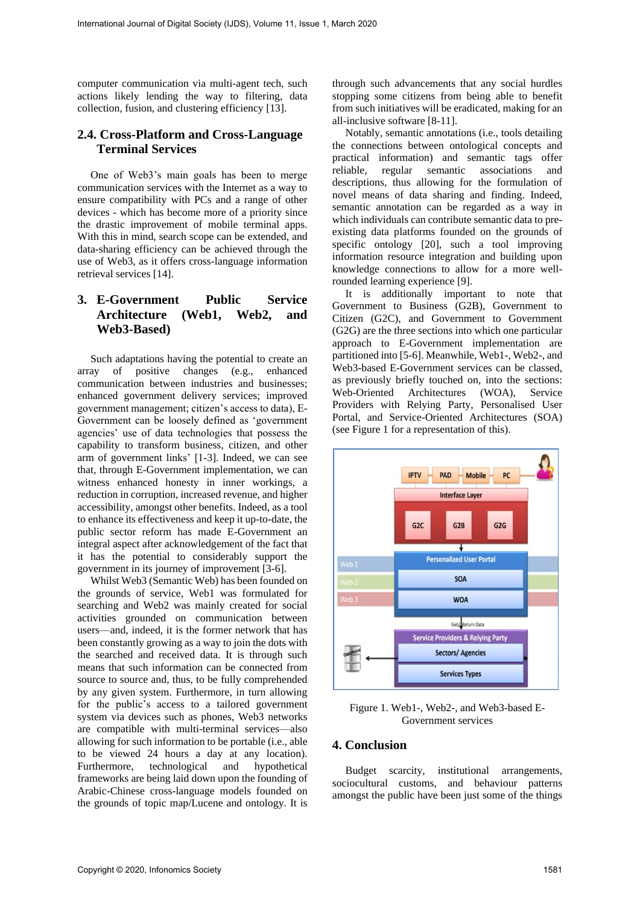computer communication via multi-agent tech, such actions likely lending the way to filtering, data collection, fusion, and clustering efficiency [13].

### 2.4. Cross-Platform and Cross-Language Terminal Services

One of Web3's main goals has been to merge communication services with the Internet as a way to ensure compatibility with PCs and a range of other devices - which has become more of a priority since the drastic improvement of mobile terminal apps. With this in mind, search scope can be extended, and data-sharing efficiency can be achieved through the use of Web3, as it offers cross-language information retrieval services [14].

## 3. E-Government Public Service Architecture (Web1, Web2, and Web3-Based)

Such adaptations having the potential to create an array of positive changes (e.g., enhanced communication between industries and businesses; enhanced government delivery services; improved government management; citizen's access to data), E-Government can be loosely defined as 'government agencies' use of data technologies that possess the capability to transform business, citizen, and other arm of government links' [1-3]. Indeed, we can see that, through E-Government implementation, we can witness enhanced honesty in inner workings, a reduction in corruption, increased revenue, and higher accessibility, amongst other benefits. Indeed, as a tool to enhance its effectiveness and keep it up-to-date, the public sector reform has made E-Government an integral aspect after acknowledgement of the fact that it has the potential to considerably support the government in its journey of improvement [3-6].

Whilst Web3 (Semantic Web) has been founded on the grounds of service, Web1 was formulated for searching and Web2 was mainly created for social activities grounded on communication between users—and, indeed, it is the former network that has been constantly growing as a way to join the dots with the searched and received data. It is through such means that such information can be connected from source to source and, thus, to be fully comprehended by any given system. Furthermore, in turn allowing for the public's access to a tailored government system via devices such as phones, Web3 networks are compatible with multi-terminal services—also allowing for such information to be portable (i.e., able to be viewed 24 hours a day at any location). Furthermore, technological and hypothetical frameworks are being laid down upon the founding of Arabic-Chinese cross-language models founded on the grounds of topic map/Lucene and ontology. It is through such advancements that any social hurdles stopping some citizens from being able to benefit from such initiatives will be eradicated, making for an all-inclusive software [8-11].

Notably, semantic annotations (i.e., tools detailing the connections between ontological concepts and practical information) and semantic tags offer reliable, regular semantic associations and descriptions, thus allowing for the formulation of novel means of data sharing and finding. Indeed, semantic annotation can be regarded as a way in which individuals can contribute semantic data to pre-existing data platforms founded on the grounds of specific ontology [20], such a tool improving information resource integration and building upon knowledge connections to allow for a more well-rounded learning experience [9].

It is additionally important to note that Government to Business (G2B), Government to Citizen (G2C), and Government to Government (G2G) are the three sections into which one particular approach to E-Government implementation are partitioned into [5-6]. Meanwhile, Web1-, Web2-, and Web3-based E-Government services can be classed, as previously briefly touched on, into the sections: Web-Oriented Architectures (WOA), Service Providers with Relying Party, Personalised User Portal, and Service-Oriented Architectures (SOA) (see Figure 1 for a representation of this).

Figure 1. Web1-, Web2-, and Web3-based E-Government services

## 4. Conclusion

Budget scarcity, institutional arrangements, sociocultural customs, and behaviour patterns amongst the public have been just some of the things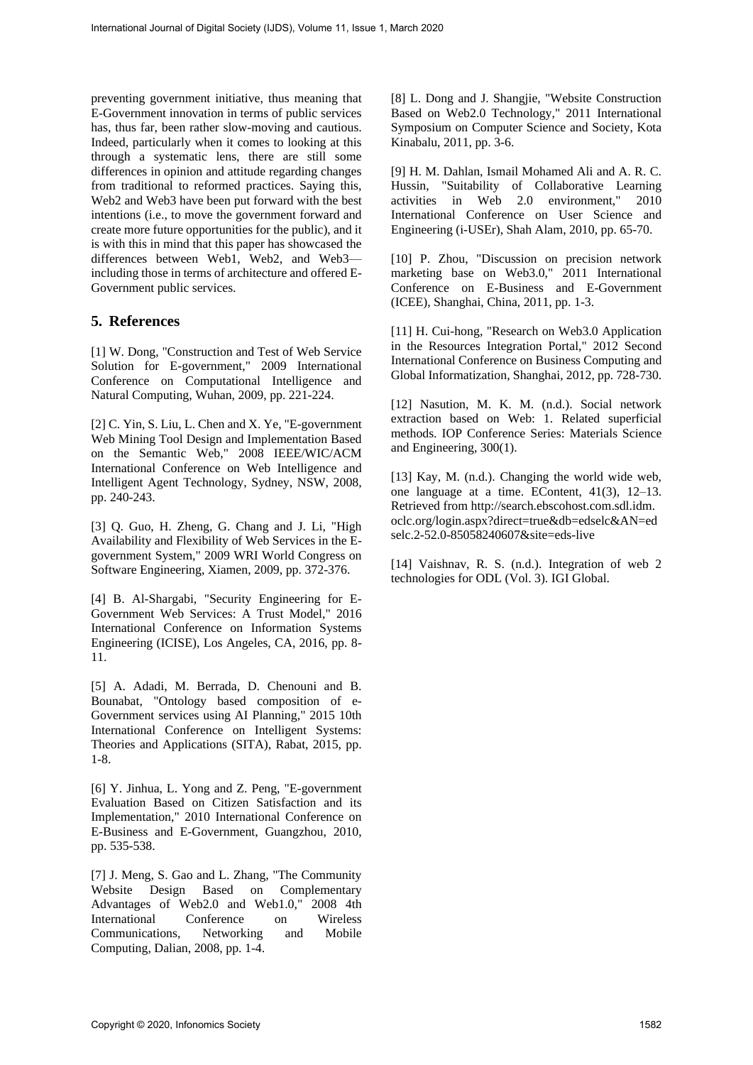preventing government initiative, thus meaning that E-Government innovation in terms of public services has, thus far, been rather slow-moving and cautious. Indeed, particularly when it comes to looking at this through a systematic lens, there are still some differences in opinion and attitude regarding changes from traditional to reformed practices. Saying this, Web2 and Web3 have been put forward with the best intentions (i.e., to move the government forward and create more future opportunities for the public), and it is with this in mind that this paper has showcased the differences between Web1, Web2, and Web3—including those in terms of architecture and offered E-Government public services.

## 5. References

[1] W. Dong, "Construction and Test of Web Service Solution for E-government," 2009 International Conference on Computational Intelligence and Natural Computing, Wuhan, 2009, pp. 221-224.

[2] C. Yin, S. Liu, L. Chen and X. Ye, "E-government Web Mining Tool Design and Implementation Based on the Semantic Web," 2008 IEEE/WIC/ACM International Conference on Web Intelligence and Intelligent Agent Technology, Sydney, NSW, 2008, pp. 240-243.

[3] Q. Guo, H. Zheng, G. Chang and J. Li, "High Availability and Flexibility of Web Services in the E-government System," 2009 WRI World Congress on Software Engineering, Xiamen, 2009, pp. 372-376.

[4] B. Al-Shargabi, "Security Engineering for E-Government Web Services: A Trust Model," 2016 International Conference on Information Systems Engineering (ICISE), Los Angeles, CA, 2016, pp. 8-11.

[5] A. Adadi, M. Berrada, D. Chenouni and B. Bounabat, "Ontology based composition of e-Government services using AI Planning," 2015 10th International Conference on Intelligent Systems: Theories and Applications (SITA), Rabat, 2015, pp. 1-8.

[6] Y. Jinhua, L. Yong and Z. Peng, "E-government Evaluation Based on Citizen Satisfaction and its Implementation," 2010 International Conference on E-Business and E-Government, Guangzhou, 2010, pp. 535-538.

[7] J. Meng, S. Gao and L. Zhang, "The Community Website Design Based on Complementary Advantages of Web2.0 and Web1.0," 2008 4th International Conference on Wireless Communications, Networking and Mobile Computing, Dalian, 2008, pp. 1-4.

[8] L. Dong and J. Shangjie, "Website Construction Based on Web2.0 Technology," 2011 International Symposium on Computer Science and Society, Kota Kinabalu, 2011, pp. 3-6.

[9] H. M. Dahlan, Ismail Mohamed Ali and A. R. C. Hussin, "Suitability of Collaborative Learning activities in Web 2.0 environment," 2010 International Conference on User Science and Engineering (i-USEr), Shah Alam, 2010, pp. 65-70.

[10] P. Zhou, "Discussion on precision network marketing base on Web3.0," 2011 International Conference on E-Business and E-Government (ICEE), Shanghai, China, 2011, pp. 1-3.

[11] H. Cui-hong, "Research on Web3.0 Application in the Resources Integration Portal," 2012 Second International Conference on Business Computing and Global Informatization, Shanghai, 2012, pp. 728-730.

[12] Nasution, M. K. M. (n.d.). Social network extraction based on Web: 1. Related superficial methods. IOP Conference Series: Materials Science and Engineering, 300(1).

[13] Kay, M. (n.d.). Changing the world wide web, one language at a time. EContent, 41(3), 12–13. Retrieved from http://search.ebscohost.com.sdl.idm.oclc.org/login.aspx?direct=true&db=edselc&AN=edselc.2-52.0-85058240607&site=eds-live

[14] Vaishnav, R. S. (n.d.). Integration of web 2 technologies for ODL (Vol. 3). IGI Global.